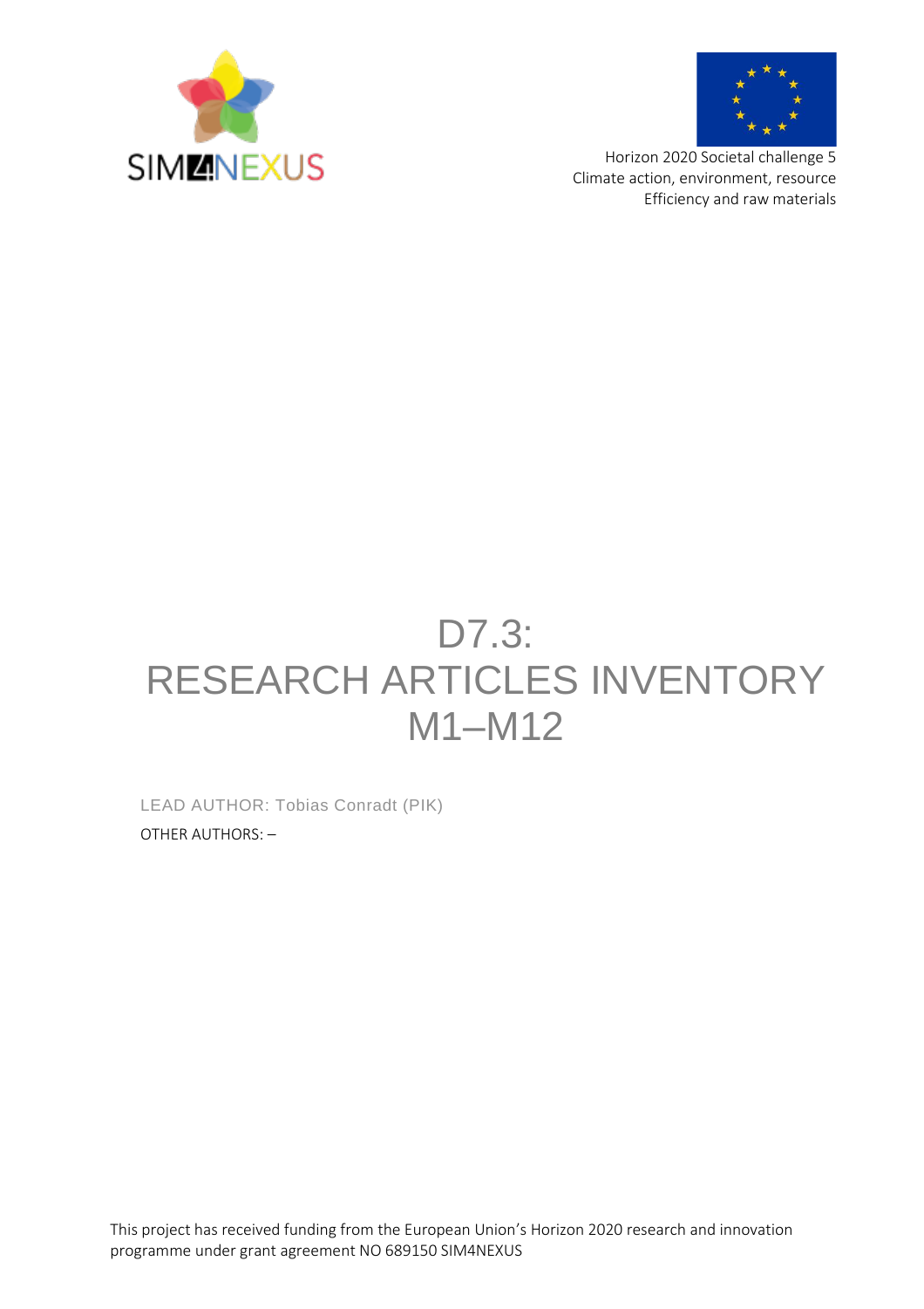SIM4NEXUS

Horizon 2020 Societal challenge 5
Climate action, environment, resource
Efficiency and raw materials

# D7.3: RESEARCH ARTICLES INVENTORY M1–M12

LEAD AUTHOR: Tobias Conradt (PIK)

OTHER AUTHORS: –

This project has received funding from the European Union's Horizon 2020 research and innovation programme under grant agreement NO 689150 SIM4NEXUS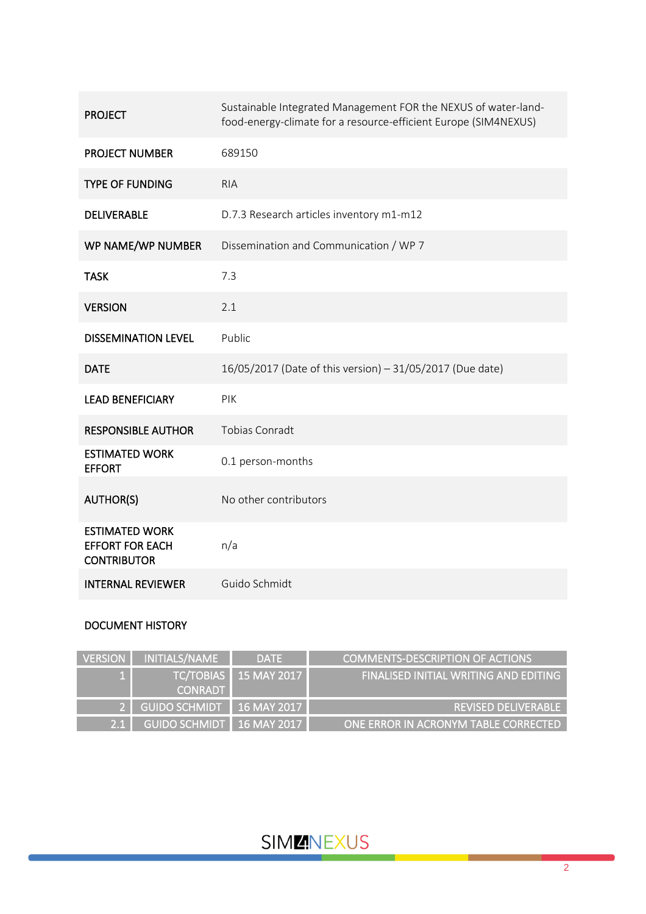| | |
|---|---|
| **PROJECT** | Sustainable Integrated Management FOR the NEXUS of water-land-food-energy-climate for a resource-efficient Europe (SIM4NEXUS) |
| **PROJECT NUMBER** | 689150 |
| **TYPE OF FUNDING** | RIA |
| **DELIVERABLE** | D.7.3 Research articles inventory m1-m12 |
| **WP NAME/WP NUMBER** | Dissemination and Communication / WP 7 |
| **TASK** | 7.3 |
| **VERSION** | 2.1 |
| **DISSEMINATION LEVEL** | Public |
| **DATE** | 16/05/2017 (Date of this version) – 31/05/2017 (Due date) |
| **LEAD BENEFICIARY** | PIK |
| **RESPONSIBLE AUTHOR** | Tobias Conradt |
| **ESTIMATED WORK EFFORT** | 0.1 person-months |
| **AUTHOR(S)** | No other contributors |
| **ESTIMATED WORK EFFORT FOR EACH CONTRIBUTOR** | n/a |
| **INTERNAL REVIEWER** | Guido Schmidt |

**DOCUMENT HISTORY**

| VERSION | INITIALS/NAME | DATE | COMMENTS-DESCRIPTION OF ACTIONS |
|---|---|---|---|
| 1 | TC/TOBIAS CONRADT | 15 MAY 2017 | FINALISED INITIAL WRITING AND EDITING |
| 2 | GUIDO SCHMIDT | 16 MAY 2017 | REVISED DELIVERABLE |
| 2.1 | GUIDO SCHMIDT | 16 MAY 2017 | ONE ERROR IN ACRONYM TABLE CORRECTED |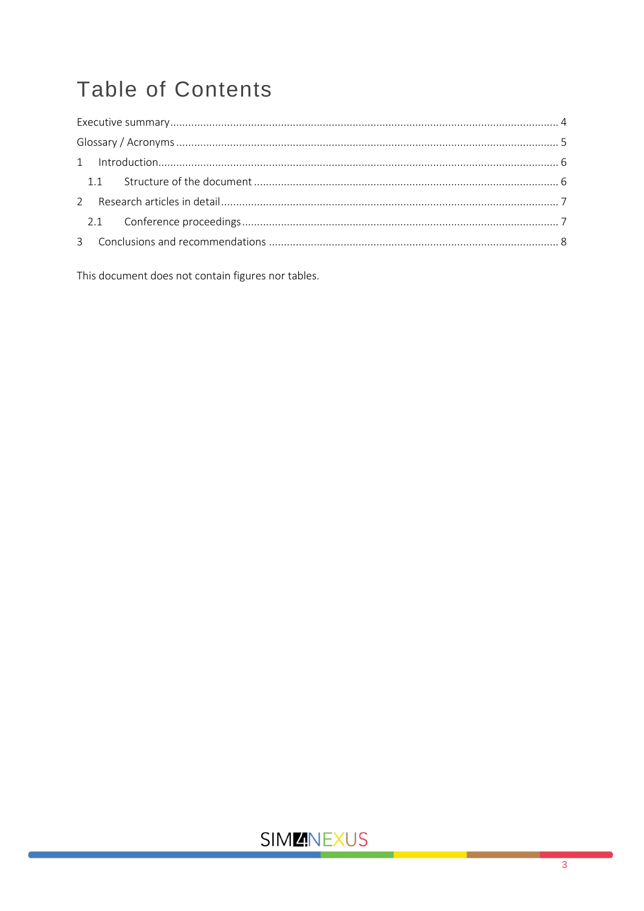# Table of Contents

Executive summary ........................................................................................................................... 4

Glossary / Acronyms ........................................................................................................................ 5

1 Introduction .................................................................................................................................. 6

  1.1 Structure of the document ...................................................................................................... 6

2 Research articles in detail ............................................................................................................. 7

  2.1 Conference proceedings .......................................................................................................... 7

3 Conclusions and recommendations .............................................................................................. 8

This document does not contain figures nor tables.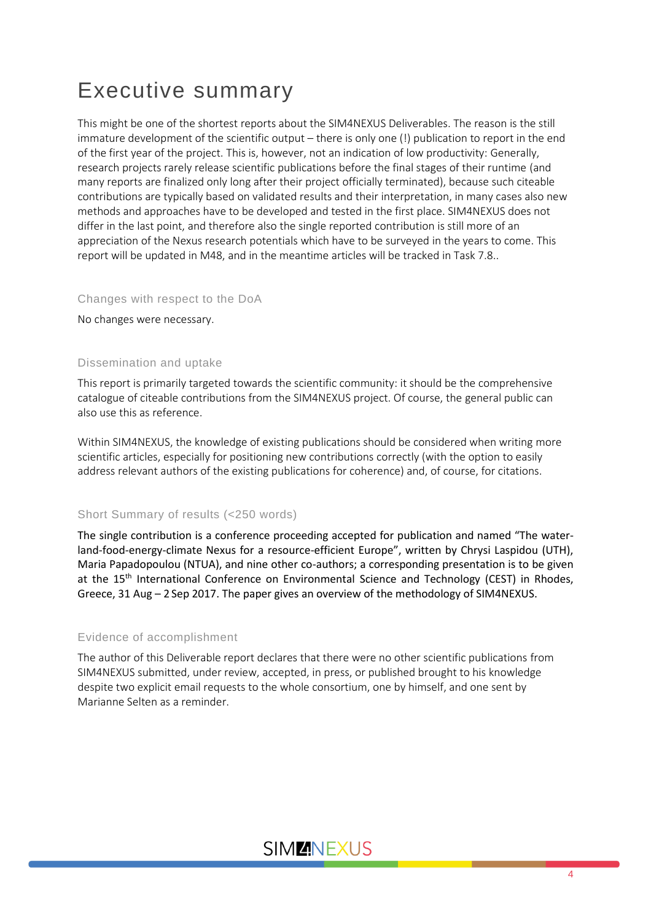# Executive summary

This might be one of the shortest reports about the SIM4NEXUS Deliverables. The reason is the still immature development of the scientific output – there is only one (!) publication to report in the end of the first year of the project. This is, however, not an indication of low productivity: Generally, research projects rarely release scientific publications before the final stages of their runtime (and many reports are finalized only long after their project officially terminated), because such citeable contributions are typically based on validated results and their interpretation, in many cases also new methods and approaches have to be developed and tested in the first place. SIM4NEXUS does not differ in the last point, and therefore also the single reported contribution is still more of an appreciation of the Nexus research potentials which have to be surveyed in the years to come. This report will be updated in M48, and in the meantime articles will be tracked in Task 7.8..

## Changes with respect to the DoA

No changes were necessary.

## Dissemination and uptake

This report is primarily targeted towards the scientific community: it should be the comprehensive catalogue of citeable contributions from the SIM4NEXUS project. Of course, the general public can also use this as reference.

Within SIM4NEXUS, the knowledge of existing publications should be considered when writing more scientific articles, especially for positioning new contributions correctly (with the option to easily address relevant authors of the existing publications for coherence) and, of course, for citations.

## Short Summary of results (<250 words)

The single contribution is a conference proceeding accepted for publication and named "The water-land-food-energy-climate Nexus for a resource-efficient Europe", written by Chrysi Laspidou (UTH), Maria Papadopoulou (NTUA), and nine other co-authors; a corresponding presentation is to be given at the 15th International Conference on Environmental Science and Technology (CEST) in Rhodes, Greece, 31 Aug – 2 Sep 2017. The paper gives an overview of the methodology of SIM4NEXUS.

## Evidence of accomplishment

The author of this Deliverable report declares that there were no other scientific publications from SIM4NEXUS submitted, under review, accepted, in press, or published brought to his knowledge despite two explicit email requests to the whole consortium, one by himself, and one sent by Marianne Selten as a reminder.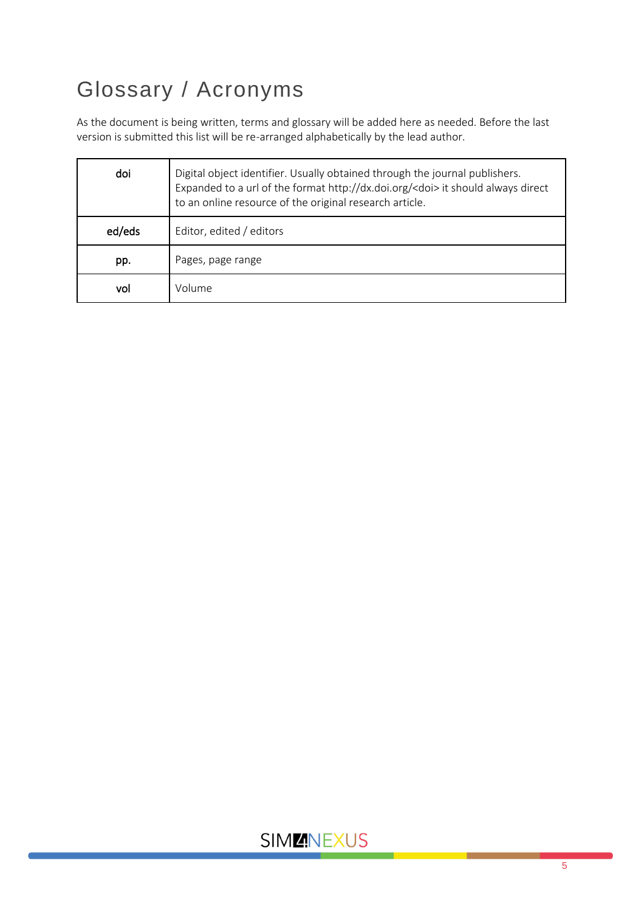# Glossary / Acronyms

As the document is being written, terms and glossary will be added here as needed. Before the last version is submitted this list will be re-arranged alphabetically by the lead author.

| Term | Definition |
|---|---|
| doi | Digital object identifier. Usually obtained through the journal publishers. Expanded to a url of the format http://dx.doi.org/<doi> it should always direct to an online resource of the original research article. |
| ed/eds | Editor, edited / editors |
| pp. | Pages, page range |
| vol | Volume |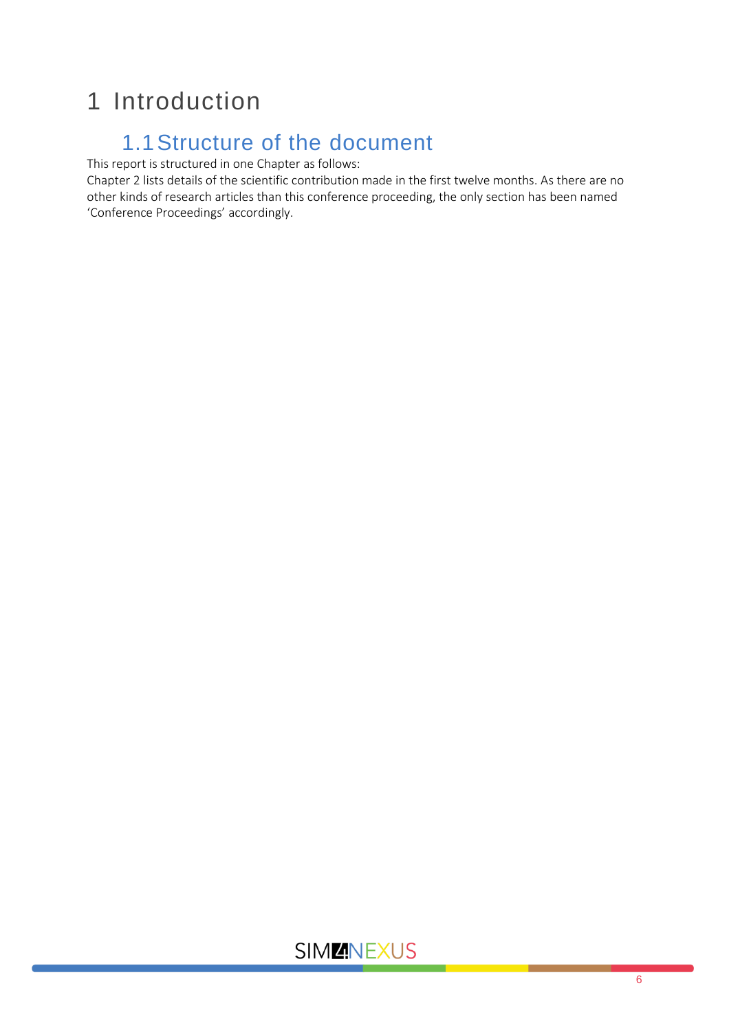# 1 Introduction

## 1.1 Structure of the document

This report is structured in one Chapter as follows:

Chapter 2 lists details of the scientific contribution made in the first twelve months. As there are no other kinds of research articles than this conference proceeding, the only section has been named 'Conference Proceedings' accordingly.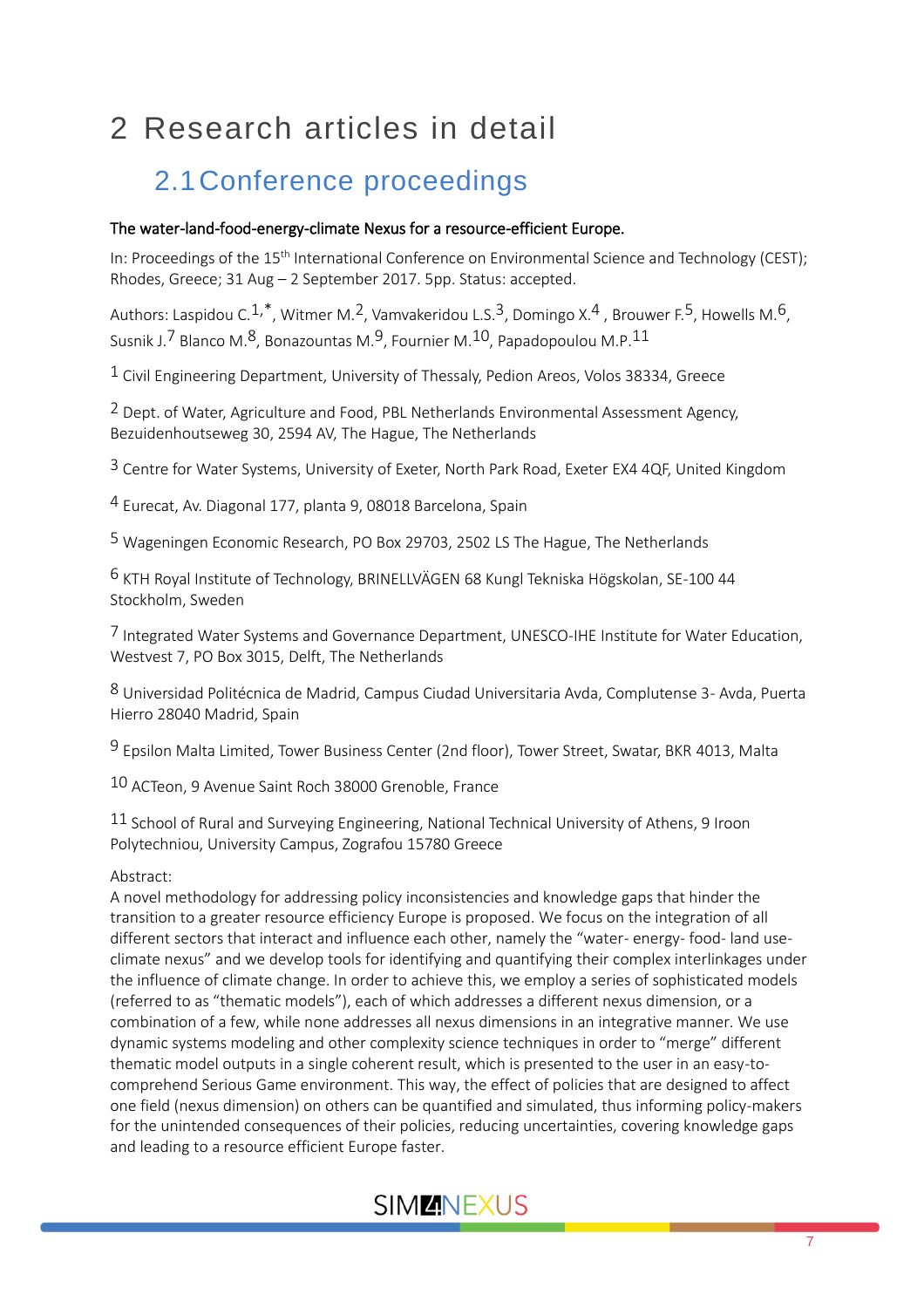# 2 Research articles in detail

## 2.1 Conference proceedings

**The water-land-food-energy-climate Nexus for a resource-efficient Europe.**

In: Proceedings of the 15th International Conference on Environmental Science and Technology (CEST); Rhodes, Greece; 31 Aug – 2 September 2017. 5pp. Status: accepted.

Authors: Laspidou C.[1,*], Witmer M.[2], Vamvakeridou L.S.[3], Domingo X.[4] , Brouwer F.[5], Howells M.[6], Susnik J.[7] Blanco M.[8], Bonazountas M.[9], Fournier M.[10], Papadopoulou M.P.[11]

[1] Civil Engineering Department, University of Thessaly, Pedion Areos, Volos 38334, Greece

[2] Dept. of Water, Agriculture and Food, PBL Netherlands Environmental Assessment Agency, Bezuidenhoutseweg 30, 2594 AV, The Hague, The Netherlands

[3] Centre for Water Systems, University of Exeter, North Park Road, Exeter EX4 4QF, United Kingdom

[4] Eurecat, Av. Diagonal 177, planta 9, 08018 Barcelona, Spain

[5] Wageningen Economic Research, PO Box 29703, 2502 LS The Hague, The Netherlands

[6] KTH Royal Institute of Technology, BRINELLVÄGEN 68 Kungl Tekniska Högskolan, SE-100 44 Stockholm, Sweden

[7] Integrated Water Systems and Governance Department, UNESCO-IHE Institute for Water Education, Westvest 7, PO Box 3015, Delft, The Netherlands

[8] Universidad Politécnica de Madrid, Campus Ciudad Universitaria Avda, Complutense 3- Avda, Puerta Hierro 28040 Madrid, Spain

[9] Epsilon Malta Limited, Tower Business Center (2nd floor), Tower Street, Swatar, BKR 4013, Malta

[10] ACTeon, 9 Avenue Saint Roch 38000 Grenoble, France

[11] School of Rural and Surveying Engineering, National Technical University of Athens, 9 Iroon Polytechniou, University Campus, Zografou 15780 Greece

Abstract:
A novel methodology for addressing policy inconsistencies and knowledge gaps that hinder the transition to a greater resource efficiency Europe is proposed. We focus on the integration of all different sectors that interact and influence each other, namely the "water- energy- food- land use-climate nexus" and we develop tools for identifying and quantifying their complex interlinkages under the influence of climate change. In order to achieve this, we employ a series of sophisticated models (referred to as "thematic models"), each of which addresses a different nexus dimension, or a combination of a few, while none addresses all nexus dimensions in an integrative manner. We use dynamic systems modeling and other complexity science techniques in order to "merge" different thematic model outputs in a single coherent result, which is presented to the user in an easy-to-comprehend Serious Game environment. This way, the effect of policies that are designed to affect one field (nexus dimension) on others can be quantified and simulated, thus informing policy-makers for the unintended consequences of their policies, reducing uncertainties, covering knowledge gaps and leading to a resource efficient Europe faster.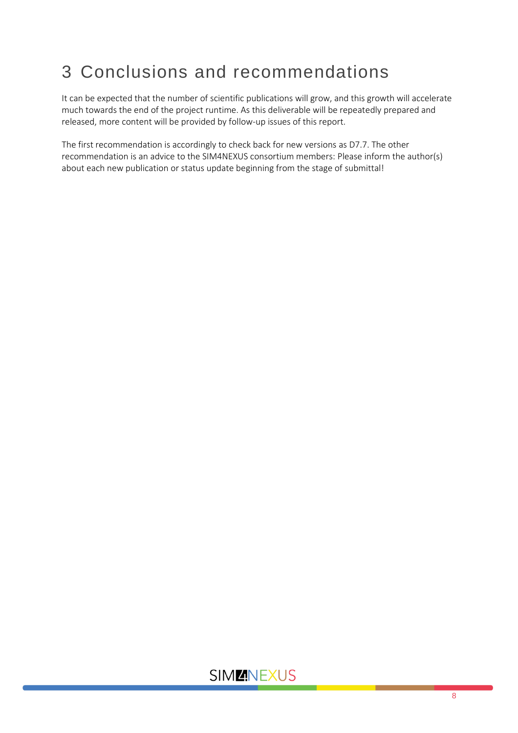# 3 Conclusions and recommendations

It can be expected that the number of scientific publications will grow, and this growth will accelerate much towards the end of the project runtime. As this deliverable will be repeatedly prepared and released, more content will be provided by follow-up issues of this report.

The first recommendation is accordingly to check back for new versions as D7.7. The other recommendation is an advice to the SIM4NEXUS consortium members: Please inform the author(s) about each new publication or status update beginning from the stage of submittal!